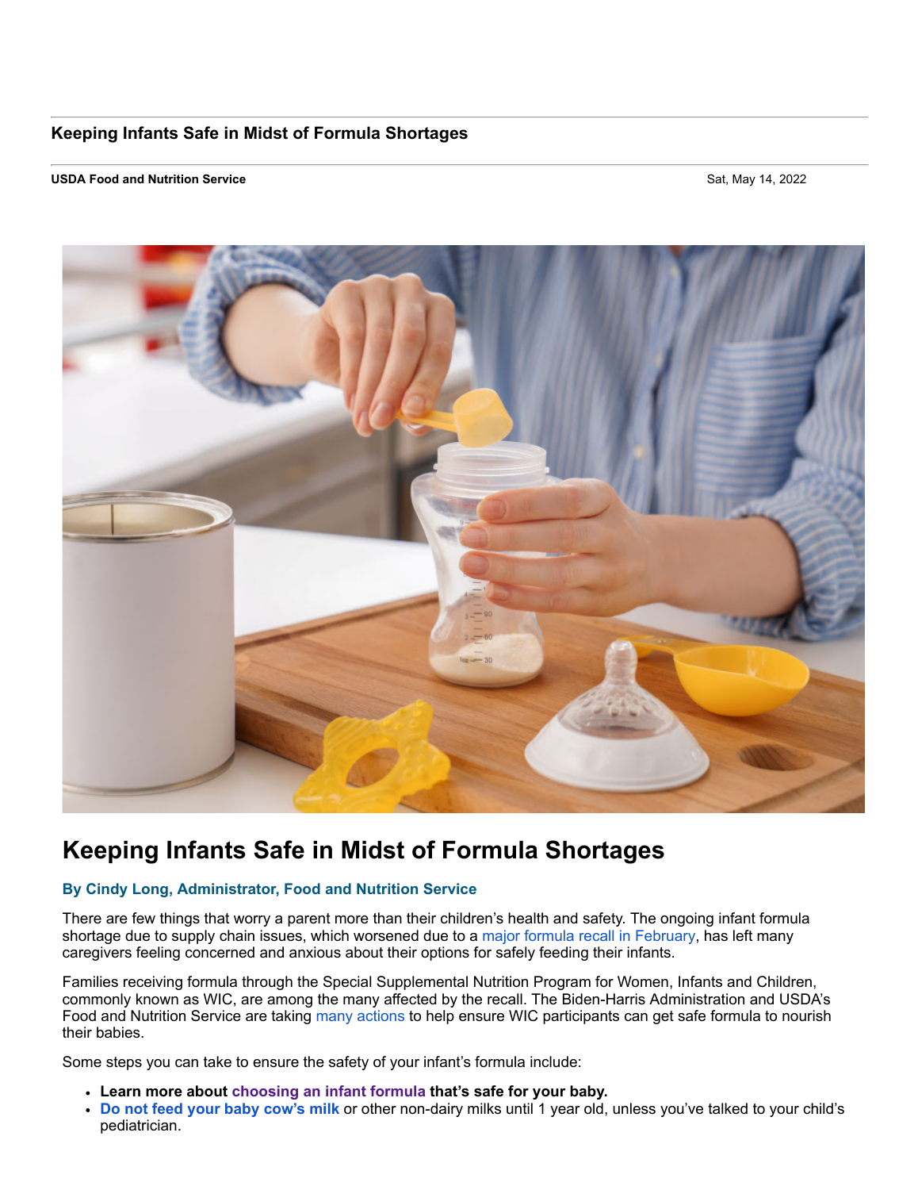**Keeping Infants Safe in Midst of Formula Shortages**

**USDA Food and Nutrition Service** Sat, May 14, 2022

# Keeping Infants Safe in Midst of Formula Shortages

**By Cindy Long, Administrator, Food and Nutrition Service**

There are few things that worry a parent more than their children's health and safety. The ongoing infant formula shortage due to supply chain issues, which worsened due to a major formula recall in February, has left many caregivers feeling concerned and anxious about their options for safely feeding their infants.

Families receiving formula through the Special Supplemental Nutrition Program for Women, Infants and Children, commonly known as WIC, are among the many affected by the recall. The Biden-Harris Administration and USDA's Food and Nutrition Service are taking many actions to help ensure WIC participants can get safe formula to nourish their babies.

Some steps you can take to ensure the safety of your infant's formula include:

- **Learn more about choosing an infant formula that's safe for your baby.**
- **Do not feed your baby cow's milk** or other non-dairy milks until 1 year old, unless you've talked to your child's pediatrician.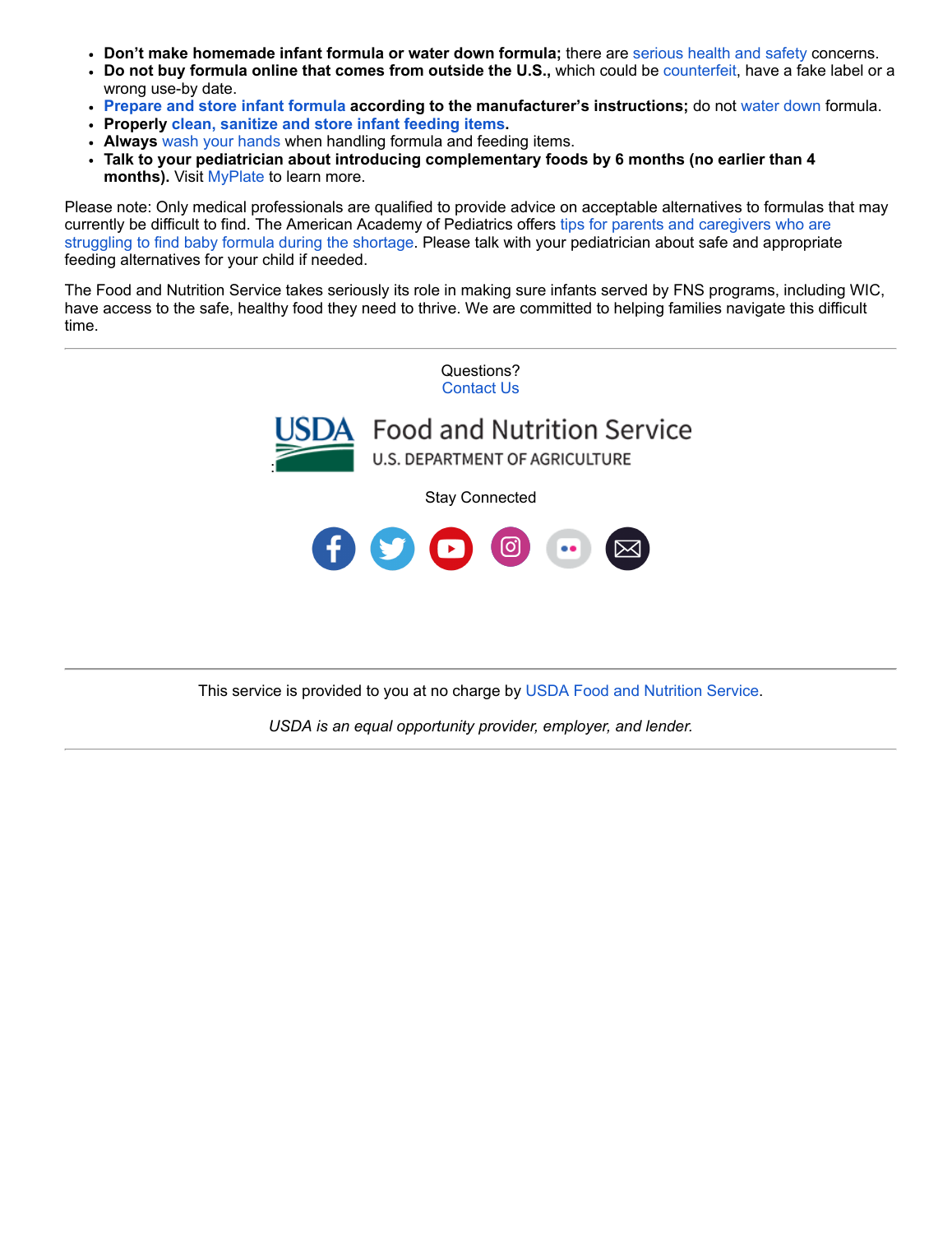- **Don't make homemade infant formula or water down formula;** there are serious health and safety concerns.
- **Do not buy formula online that comes from outside the U.S.,** which could be counterfeit, have a fake label or a wrong use-by date.
- **Prepare and store infant formula according to the manufacturer's instructions;** do not water down formula.
- **Properly clean, sanitize and store infant feeding items.**
- **Always** wash your hands when handling formula and feeding items.
- **Talk to your pediatrician about introducing complementary foods by 6 months (no earlier than 4 months).** Visit MyPlate to learn more.

Please note: Only medical professionals are qualified to provide advice on acceptable alternatives to formulas that may currently be difficult to find. The American Academy of Pediatrics offers tips for parents and caregivers who are struggling to find baby formula during the shortage. Please talk with your pediatrician about safe and appropriate feeding alternatives for your child if needed.

The Food and Nutrition Service takes seriously its role in making sure infants served by FNS programs, including WIC, have access to the safe, healthy food they need to thrive. We are committed to helping families navigate this difficult time.

---

Questions?
Contact Us

USDA Food and Nutrition Service
U.S. DEPARTMENT OF AGRICULTURE

Stay Connected

---

This service is provided to you at no charge by USDA Food and Nutrition Service.

*USDA is an equal opportunity provider, employer, and lender.*